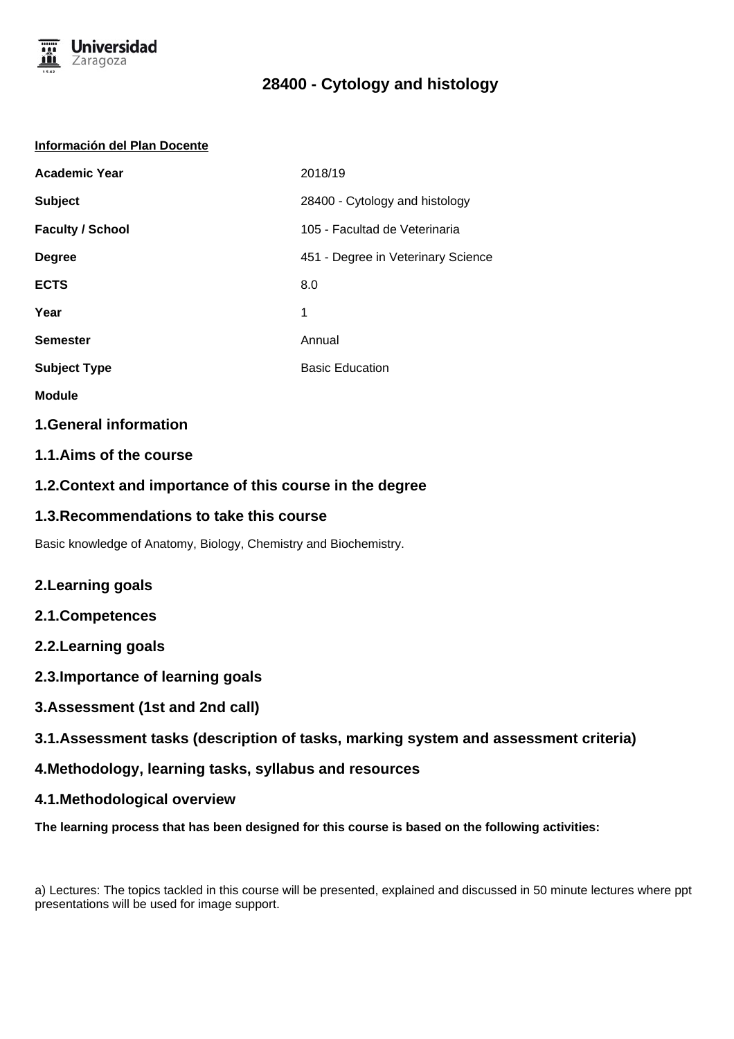# 28400 - Cytology and histology

**Información del Plan Docente**

| | |
|---|---|
| **Academic Year** | 2018/19 |
| **Subject** | 28400 - Cytology and histology |
| **Faculty / School** | 105 - Facultad de Veterinaria |
| **Degree** | 451 - Degree in Veterinary Science |
| **ECTS** | 8.0 |
| **Year** | 1 |
| **Semester** | Annual |
| **Subject Type** | Basic Education |
| **Module** | |

## 1.General information

### 1.1.Aims of the course

### 1.2.Context and importance of this course in the degree

### 1.3.Recommendations to take this course

Basic knowledge of Anatomy, Biology, Chemistry and Biochemistry.

## 2.Learning goals

### 2.1.Competences

### 2.2.Learning goals

### 2.3.Importance of learning goals

## 3.Assessment (1st and 2nd call)

### 3.1.Assessment tasks (description of tasks, marking system and assessment criteria)

## 4.Methodology, learning tasks, syllabus and resources

### 4.1.Methodological overview

**The learning process that has been designed for this course is based on the following activities:**

a) Lectures: The topics tackled in this course will be presented, explained and discussed in 50 minute lectures where ppt presentations will be used for image support.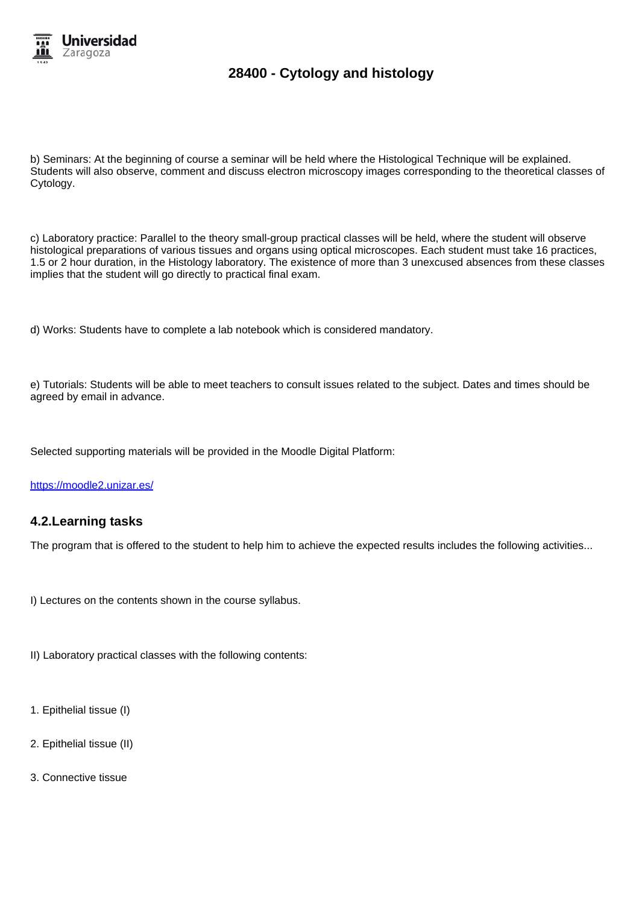b) Seminars: At the beginning of course a seminar will be held where the Histological Technique will be explained. Students will also observe, comment and discuss electron microscopy images corresponding to the theoretical classes of Cytology.

c) Laboratory practice: Parallel to the theory small-group practical classes will be held, where the student will observe histological preparations of various tissues and organs using optical microscopes. Each student must take 16 practices, 1.5 or 2 hour duration, in the Histology laboratory. The existence of more than 3 unexcused absences from these classes implies that the student will go directly to practical final exam.

d) Works: Students have to complete a lab notebook which is considered mandatory.

e) Tutorials: Students will be able to meet teachers to consult issues related to the subject. Dates and times should be agreed by email in advance.

Selected supporting materials will be provided in the Moodle Digital Platform:

https://moodle2.unizar.es/

## 4.2.Learning tasks

The program that is offered to the student to help him to achieve the expected results includes the following activities...

I) Lectures on the contents shown in the course syllabus.

II) Laboratory practical classes with the following contents:

1. Epithelial tissue (I)
2. Epithelial tissue (II)
3. Connective tissue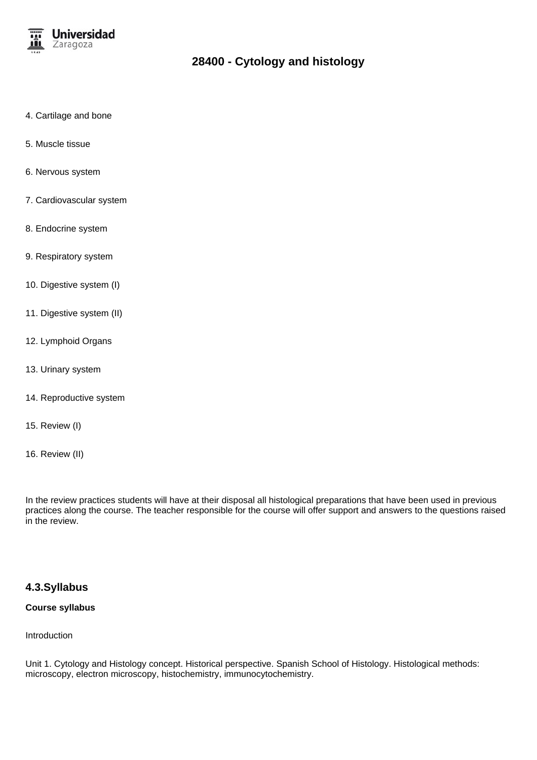4. Cartilage and bone

5. Muscle tissue

6. Nervous system

7. Cardiovascular system

8. Endocrine system

9. Respiratory system

10. Digestive system (I)

11. Digestive system (II)

12. Lymphoid Organs

13. Urinary system

14. Reproductive system

15. Review (I)

16. Review (II)

In the review practices students will have at their disposal all histological preparations that have been used in previous practices along the course. The teacher responsible for the course will offer support and answers to the questions raised in the review.

## 4.3.Syllabus

**Course syllabus**

Introduction

Unit 1. Cytology and Histology concept. Historical perspective. Spanish School of Histology. Histological methods: microscopy, electron microscopy, histochemistry, immunocytochemistry.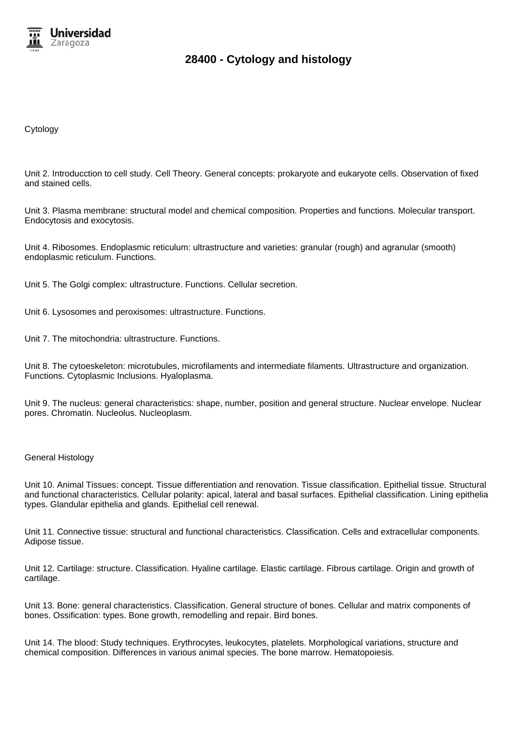# 28400 - Cytology and histology

Cytology

Unit 2. Introducction to cell study. Cell Theory. General concepts: prokaryote and eukaryote cells. Observation of fixed and stained cells.

Unit 3. Plasma membrane: structural model and chemical composition. Properties and functions. Molecular transport. Endocytosis and exocytosis.

Unit 4. Ribosomes. Endoplasmic reticulum: ultrastructure and varieties: granular (rough) and agranular (smooth) endoplasmic reticulum. Functions.

Unit 5. The Golgi complex: ultrastructure. Functions. Cellular secretion.

Unit 6. Lysosomes and peroxisomes: ultrastructure. Functions.

Unit 7. The mitochondria: ultrastructure. Functions.

Unit 8. The cytoeskeleton: microtubules, microfilaments and intermediate filaments. Ultrastructure and organization. Functions. Cytoplasmic Inclusions. Hyaloplasma.

Unit 9. The nucleus: general characteristics: shape, number, position and general structure. Nuclear envelope. Nuclear pores. Chromatin. Nucleolus. Nucleoplasm.

General Histology

Unit 10. Animal Tissues: concept. Tissue differentiation and renovation. Tissue classification. Epithelial tissue. Structural and functional characteristics. Cellular polarity: apical, lateral and basal surfaces. Epithelial classification. Lining epithelia types. Glandular epithelia and glands. Epithelial cell renewal.

Unit 11. Connective tissue: structural and functional characteristics. Classification. Cells and extracellular components. Adipose tissue.

Unit 12. Cartilage: structure. Classification. Hyaline cartilage. Elastic cartilage. Fibrous cartilage. Origin and growth of cartilage.

Unit 13. Bone: general characteristics. Classification. General structure of bones. Cellular and matrix components of bones. Ossification: types. Bone growth, remodelling and repair. Bird bones.

Unit 14. The blood: Study techniques. Erythrocytes, leukocytes, platelets. Morphological variations, structure and chemical composition. Differences in various animal species. The bone marrow. Hematopoiesis.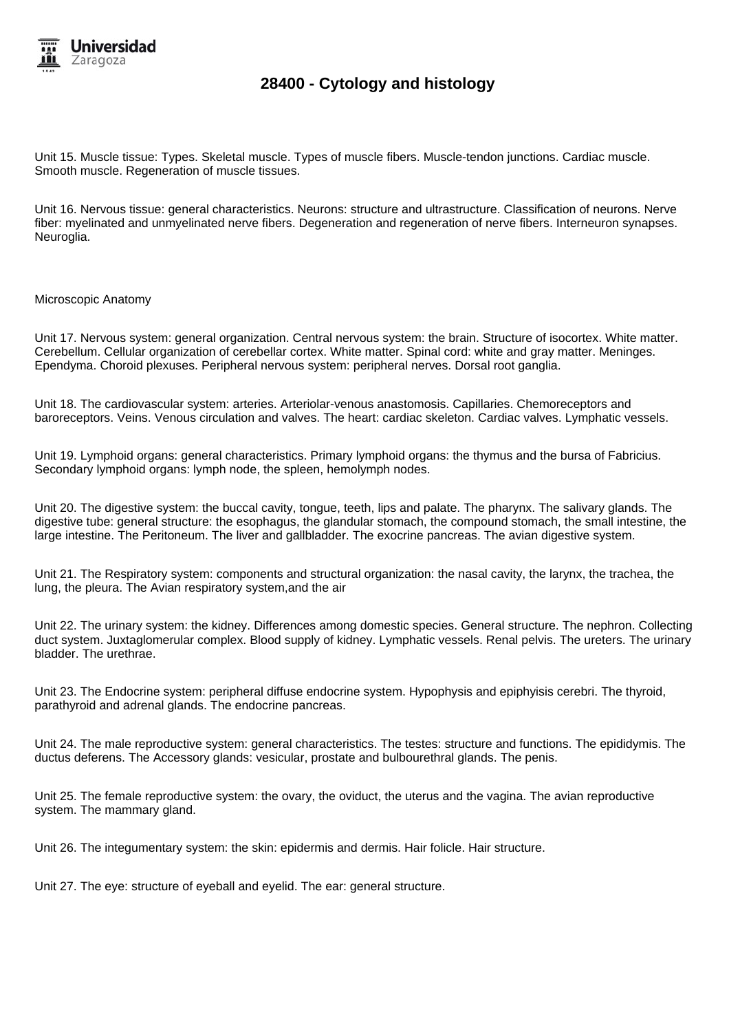Unit 15. Muscle tissue: Types. Skeletal muscle. Types of muscle fibers. Muscle-tendon junctions. Cardiac muscle. Smooth muscle. Regeneration of muscle tissues.

Unit 16. Nervous tissue: general characteristics. Neurons: structure and ultrastructure. Classification of neurons. Nerve fiber: myelinated and unmyelinated nerve fibers. Degeneration and regeneration of nerve fibers. Interneuron synapses. Neuroglia.

Microscopic Anatomy

Unit 17. Nervous system: general organization. Central nervous system: the brain. Structure of isocortex. White matter. Cerebellum. Cellular organization of cerebellar cortex. White matter. Spinal cord: white and gray matter. Meninges. Ependyma. Choroid plexuses. Peripheral nervous system: peripheral nerves. Dorsal root ganglia.

Unit 18. The cardiovascular system: arteries. Arteriolar-venous anastomosis. Capillaries. Chemoreceptors and baroreceptors. Veins. Venous circulation and valves. The heart: cardiac skeleton. Cardiac valves. Lymphatic vessels.

Unit 19. Lymphoid organs: general characteristics. Primary lymphoid organs: the thymus and the bursa of Fabricius. Secondary lymphoid organs: lymph node, the spleen, hemolymph nodes.

Unit 20. The digestive system: the buccal cavity, tongue, teeth, lips and palate. The pharynx. The salivary glands. The digestive tube: general structure: the esophagus, the glandular stomach, the compound stomach, the small intestine, the large intestine. The Peritoneum. The liver and gallbladder. The exocrine pancreas. The avian digestive system.

Unit 21. The Respiratory system: components and structural organization: the nasal cavity, the larynx, the trachea, the lung, the pleura. The Avian respiratory system,and the air

Unit 22. The urinary system: the kidney. Differences among domestic species. General structure. The nephron. Collecting duct system. Juxtaglomerular complex. Blood supply of kidney. Lymphatic vessels. Renal pelvis. The ureters. The urinary bladder. The urethrae.

Unit 23. The Endocrine system: peripheral diffuse endocrine system. Hypophysis and epiphyisis cerebri. The thyroid, parathyroid and adrenal glands. The endocrine pancreas.

Unit 24. The male reproductive system: general characteristics. The testes: structure and functions. The epididymis. The ductus deferens. The Accessory glands: vesicular, prostate and bulbourethral glands. The penis.

Unit 25. The female reproductive system: the ovary, the oviduct, the uterus and the vagina. The avian reproductive system. The mammary gland.

Unit 26. The integumentary system: the skin: epidermis and dermis. Hair folicle. Hair structure.

Unit 27. The eye: structure of eyeball and eyelid. The ear: general structure.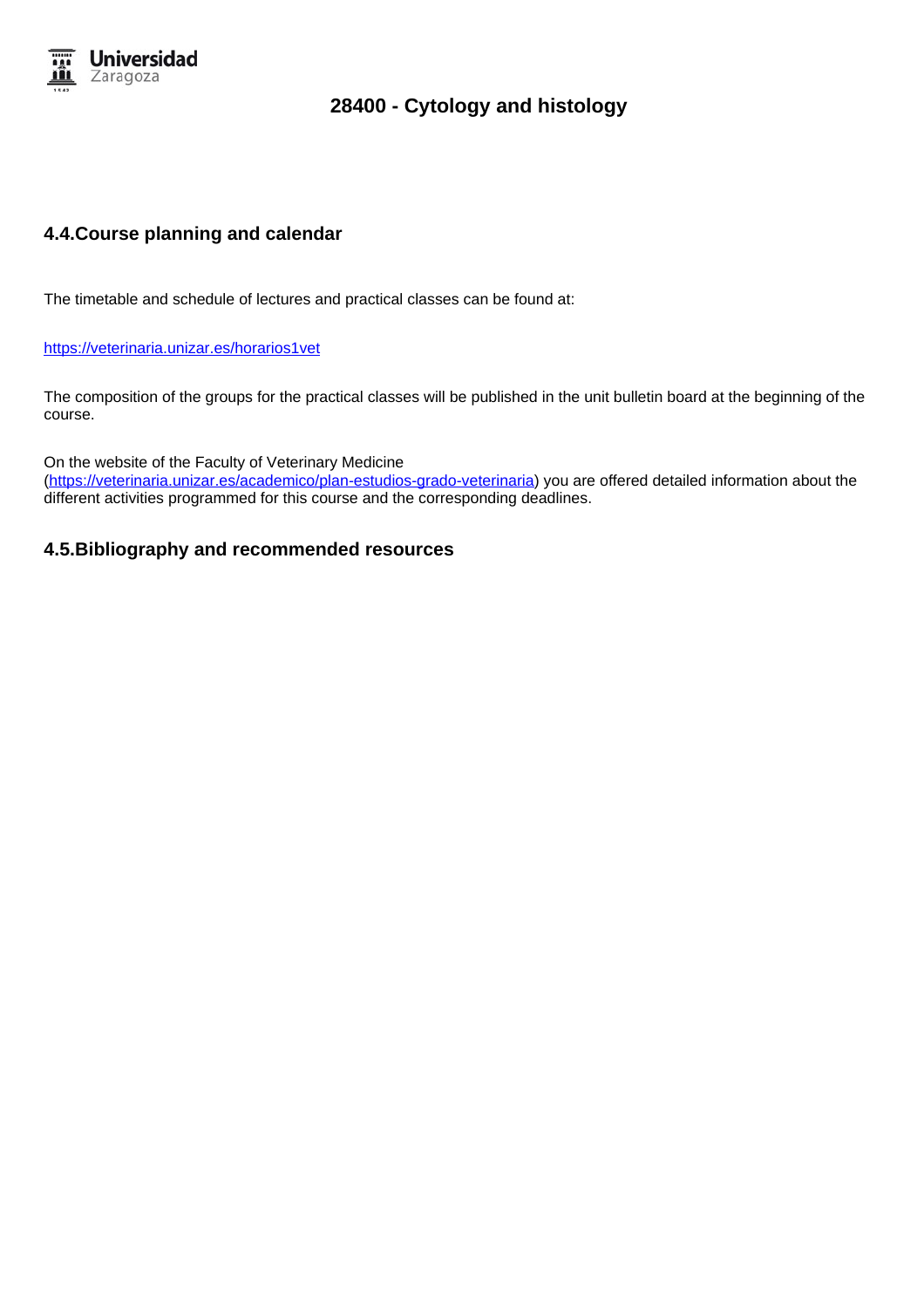## 4.4.Course planning and calendar

The timetable and schedule of lectures and practical classes can be found at:

https://veterinaria.unizar.es/horarios1vet

The composition of the groups for the practical classes will be published in the unit bulletin board at the beginning of the course.

On the website of the Faculty of Veterinary Medicine (https://veterinaria.unizar.es/academico/plan-estudios-grado-veterinaria) you are offered detailed information about the different activities programmed for this course and the corresponding deadlines.

## 4.5.Bibliography and recommended resources